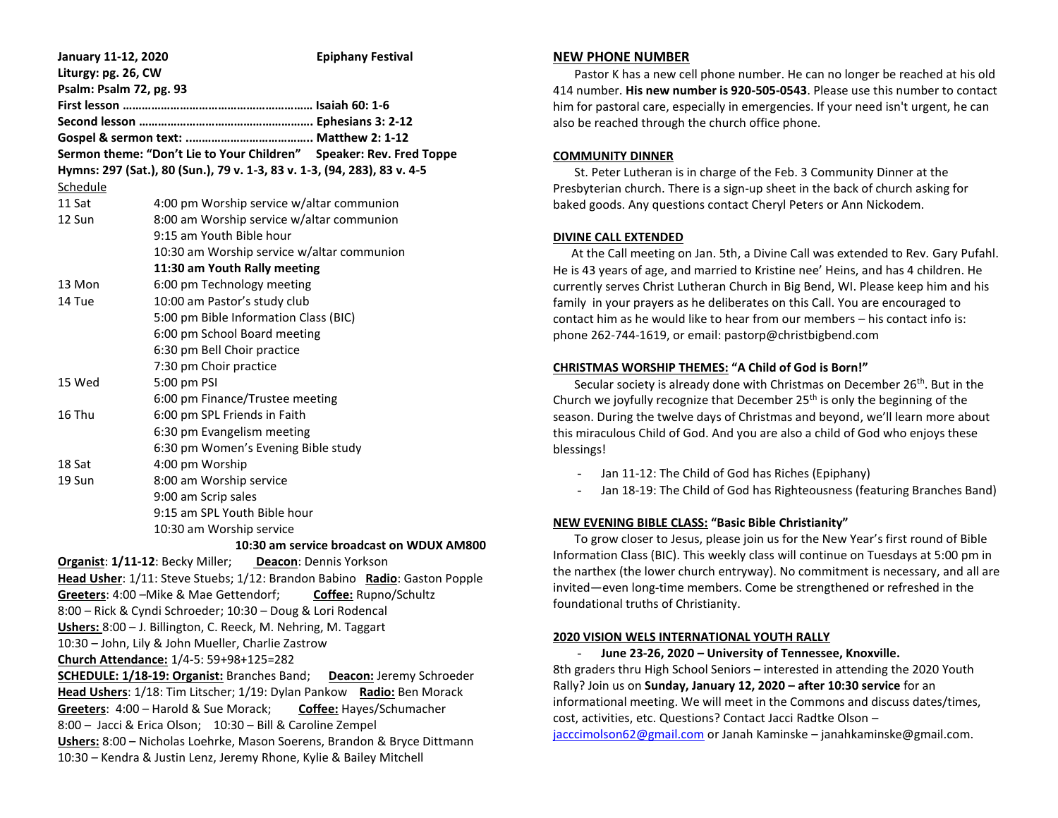**January 11-12, 2020 Epiphany Festival**

**Liturgy: pg. 26, CW**

**Psalm: Psalm 72, pg. 93**

**First lesson ………………………………………………… Isaiah 60: 1-6**

**Second lesson ……………………………………………… Ephesians 3: 2-12**

**Gospel & sermon text: ………………………………….. Matthew 2: 1-12**

**Sermon theme: "Don't Lie to Your Children" Speaker: Rev. Fred Toppe**

**Hymns: 297 (Sat.), 80 (Sun.), 79 v. 1-3, 83 v. 1-3, (94, 283), 83 v. 4-5**

Schedule

| | |
|---|---|
| 11 Sat | 4:00 pm Worship service w/altar communion |
| 12 Sun | 8:00 am Worship service w/altar communion |
| | 9:15 am Youth Bible hour |
| | 10:30 am Worship service w/altar communion |
| | **11:30 am Youth Rally meeting** |
| 13 Mon | 6:00 pm Technology meeting |
| 14 Tue | 10:00 am Pastor's study club |
| | 5:00 pm Bible Information Class (BIC) |
| | 6:00 pm School Board meeting |
| | 6:30 pm Bell Choir practice |
| | 7:30 pm Choir practice |
| 15 Wed | 5:00 pm PSI |
| | 6:00 pm Finance/Trustee meeting |
| 16 Thu | 6:00 pm SPL Friends in Faith |
| | 6:30 pm Evangelism meeting |
| | 6:30 pm Women's Evening Bible study |
| 18 Sat | 4:00 pm Worship |
| 19 Sun | 8:00 am Worship service |
| | 9:00 am Scrip sales |
| | 9:15 am SPL Youth Bible hour |
| | 10:30 am Worship service |

**10:30 am service broadcast on WDUX AM800**

**Organist**: **1/11-12**: Becky Miller; **Deacon**: Dennis Yorkson

**Head Usher**: 1/11: Steve Stuebs; 1/12: Brandon Babino **Radio**: Gaston Popple

**Greeters**: 4:00 –Mike & Mae Gettendorf; **Coffee:** Rupno/Schultz

8:00 – Rick & Cyndi Schroeder; 10:30 – Doug & Lori Rodencal

**Ushers:** 8:00 – J. Billington, C. Reeck, M. Nehring, M. Taggart

10:30 – John, Lily & John Mueller, Charlie Zastrow

**Church Attendance:** 1/4-5: 59+98+125=282

**SCHEDULE: 1/18-19: Organist:** Branches Band; **Deacon:** Jeremy Schroeder

**Head Ushers**: 1/18: Tim Litscher; 1/19: Dylan Pankow **Radio:** Ben Morack

**Greeters**: 4:00 – Harold & Sue Morack; **Coffee:** Hayes/Schumacher

8:00 – Jacci & Erica Olson; 10:30 – Bill & Caroline Zempel

**Ushers:** 8:00 – Nicholas Loehrke, Mason Soerens, Brandon & Bryce Dittmann

10:30 – Kendra & Justin Lenz, Jeremy Rhone, Kylie & Bailey Mitchell

## NEW PHONE NUMBER

Pastor K has a new cell phone number. He can no longer be reached at his old 414 number. **His new number is 920-505-0543**. Please use this number to contact him for pastoral care, especially in emergencies. If your need isn't urgent, he can also be reached through the church office phone.

## COMMUNITY DINNER

St. Peter Lutheran is in charge of the Feb. 3 Community Dinner at the Presbyterian church. There is a sign-up sheet in the back of church asking for baked goods. Any questions contact Cheryl Peters or Ann Nickodem.

## DIVINE CALL EXTENDED

At the Call meeting on Jan. 5th, a Divine Call was extended to Rev. Gary Pufahl. He is 43 years of age, and married to Kristine nee' Heins, and has 4 children. He currently serves Christ Lutheran Church in Big Bend, WI. Please keep him and his family in your prayers as he deliberates on this Call. You are encouraged to contact him as he would like to hear from our members – his contact info is: phone 262-744-1619, or email: pastorp@christbigbend.com

## CHRISTMAS WORSHIP THEMES: "A Child of God is Born!"

Secular society is already done with Christmas on December 26th. But in the Church we joyfully recognize that December 25th is only the beginning of the season. During the twelve days of Christmas and beyond, we'll learn more about this miraculous Child of God. And you are also a child of God who enjoys these blessings!

- Jan 11-12: The Child of God has Riches (Epiphany)
- Jan 18-19: The Child of God has Righteousness (featuring Branches Band)

## NEW EVENING BIBLE CLASS: "Basic Bible Christianity"

To grow closer to Jesus, please join us for the New Year's first round of Bible Information Class (BIC). This weekly class will continue on Tuesdays at 5:00 pm in the narthex (the lower church entryway). No commitment is necessary, and all are invited—even long-time members. Come be strengthened or refreshed in the foundational truths of Christianity.

## 2020 VISION WELS INTERNATIONAL YOUTH RALLY

- **June 23-26, 2020 – University of Tennessee, Knoxville.**

8th graders thru High School Seniors – interested in attending the 2020 Youth Rally? Join us on **Sunday, January 12, 2020 – after 10:30 service** for an informational meeting. We will meet in the Commons and discuss dates/times, cost, activities, etc. Questions? Contact Jacci Radtke Olson – jacccimolson62@gmail.com or Janah Kaminske – janahkaminske@gmail.com.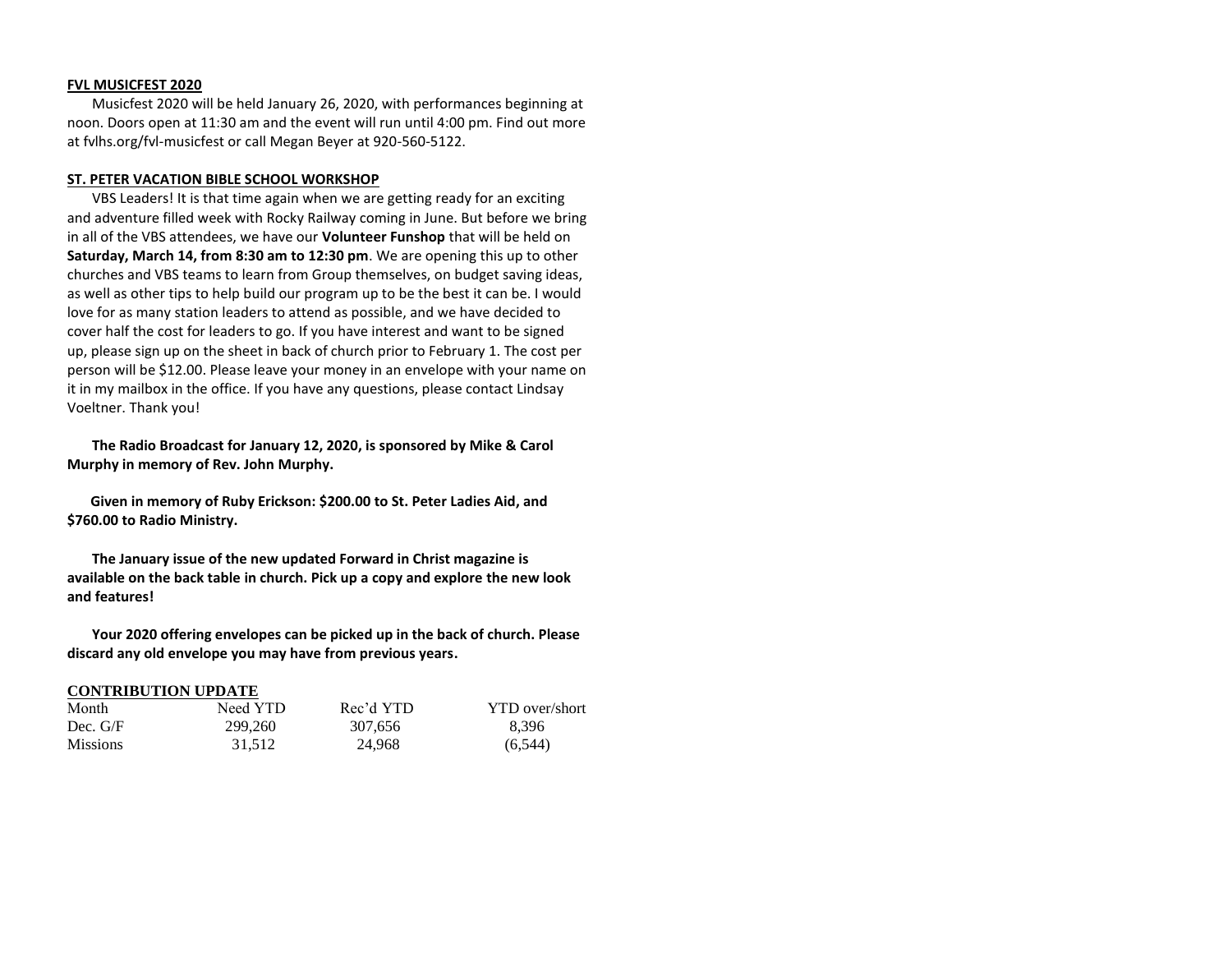**FVL MUSICFEST 2020**

Musicfest 2020 will be held January 26, 2020, with performances beginning at noon. Doors open at 11:30 am and the event will run until 4:00 pm. Find out more at fvlhs.org/fvl-musicfest or call Megan Beyer at 920-560-5122.

**ST. PETER VACATION BIBLE SCHOOL WORKSHOP**

VBS Leaders! It is that time again when we are getting ready for an exciting and adventure filled week with Rocky Railway coming in June. But before we bring in all of the VBS attendees, we have our **Volunteer Funshop** that will be held on **Saturday, March 14, from 8:30 am to 12:30 pm**. We are opening this up to other churches and VBS teams to learn from Group themselves, on budget saving ideas, as well as other tips to help build our program up to be the best it can be. I would love for as many station leaders to attend as possible, and we have decided to cover half the cost for leaders to go. If you have interest and want to be signed up, please sign up on the sheet in back of church prior to February 1. The cost per person will be $12.00. Please leave your money in an envelope with your name on it in my mailbox in the office. If you have any questions, please contact Lindsay Voeltner. Thank you!

**The Radio Broadcast for January 12, 2020, is sponsored by Mike & Carol Murphy in memory of Rev. John Murphy.**

**Given in memory of Ruby Erickson: $200.00 to St. Peter Ladies Aid, and $760.00 to Radio Ministry.**

**The January issue of the new updated Forward in Christ magazine is available on the back table in church. Pick up a copy and explore the new look and features!**

**Your 2020 offering envelopes can be picked up in the back of church. Please discard any old envelope you may have from previous years.**

**CONTRIBUTION UPDATE**

| Month | Need YTD | Rec'd YTD | YTD over/short |
|---|---|---|---|
| Dec. G/F | 299,260 | 307,656 | 8,396 |
| Missions | 31,512 | 24,968 | (6,544) |